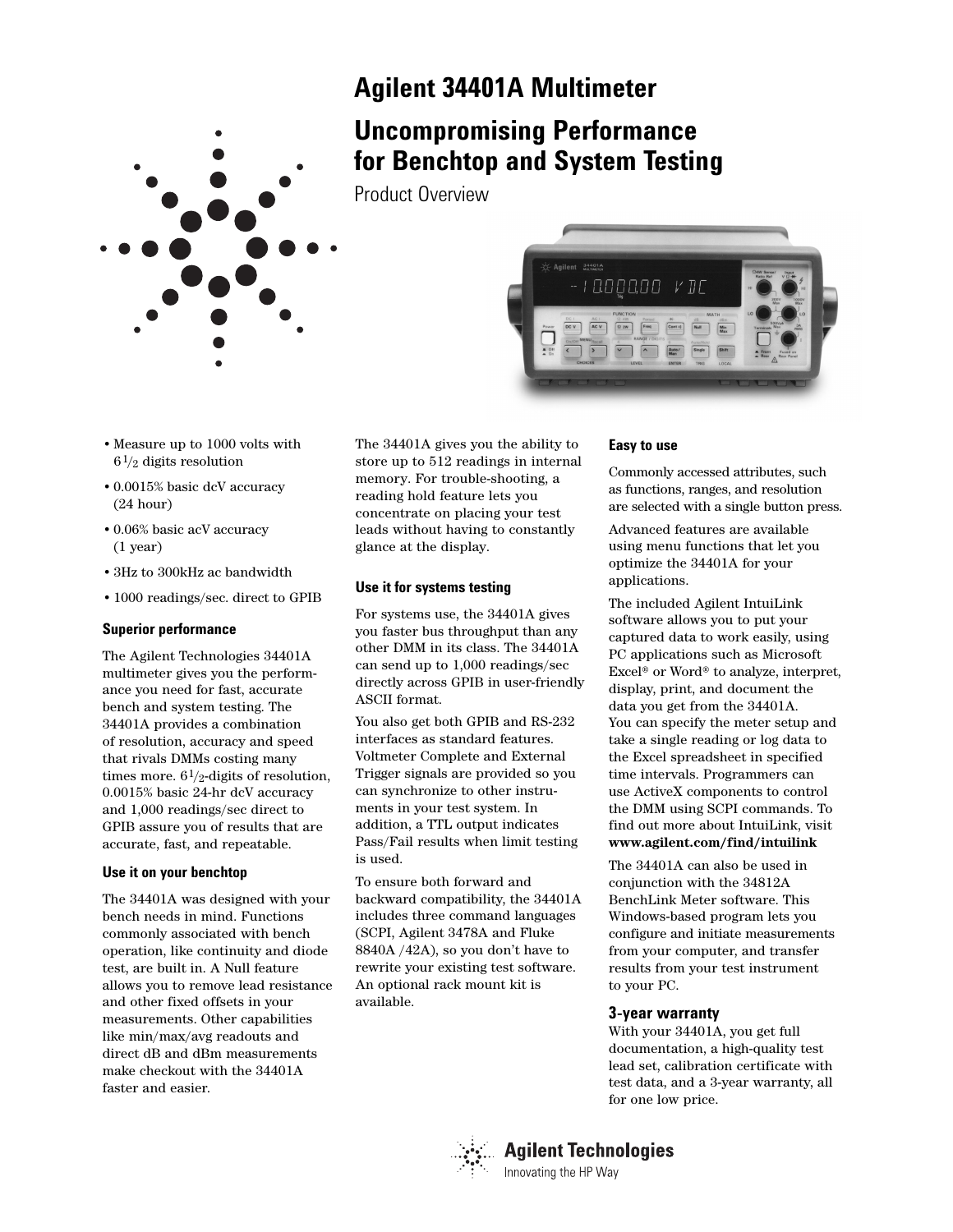# Agilent 34401A Multimeter

## Uncompromising Performance for Benchtop and System Testing

Product Overview

- Measure up to 1000 volts with $6\frac{1}{2}$ digits resolution
- 0.0015% basic dcV accuracy (24 hour)
- 0.06% basic acV accuracy (1 year)
- 3Hz to 300kHz ac bandwidth
- 1000 readings/sec. direct to GPIB

### Superior performance

The Agilent Technologies 34401A multimeter gives you the performance you need for fast, accurate bench and system testing. The 34401A provides a combination of resolution, accuracy and speed that rivals DMMs costing many times more. $6\frac{1}{2}$-digits of resolution, 0.0015% basic 24-hr dcV accuracy and 1,000 readings/sec direct to GPIB assure you of results that are accurate, fast, and repeatable.

### Use it on your benchtop

The 34401A was designed with your bench needs in mind. Functions commonly associated with bench operation, like continuity and diode test, are built in. A Null feature allows you to remove lead resistance and other fixed offsets in your measurements. Other capabilities like min/max/avg readouts and direct dB and dBm measurements make checkout with the 34401A faster and easier.

The 34401A gives you the ability to store up to 512 readings in internal memory. For trouble-shooting, a reading hold feature lets you concentrate on placing your test leads without having to constantly glance at the display.

### Use it for systems testing

For systems use, the 34401A gives you faster bus throughput than any other DMM in its class. The 34401A can send up to 1,000 readings/sec directly across GPIB in user-friendly ASCII format.

You also get both GPIB and RS-232 interfaces as standard features. Voltmeter Complete and External Trigger signals are provided so you can synchronize to other instruments in your test system. In addition, a TTL output indicates Pass/Fail results when limit testing is used.

To ensure both forward and backward compatibility, the 34401A includes three command languages (SCPI, Agilent 3478A and Fluke 8840A /42A), so you don't have to rewrite your existing test software. An optional rack mount kit is available.

### Easy to use

Commonly accessed attributes, such as functions, ranges, and resolution are selected with a single button press.

Advanced features are available using menu functions that let you optimize the 34401A for your applications.

The included Agilent IntuiLink software allows you to put your captured data to work easily, using PC applications such as Microsoft Excel® or Word® to analyze, interpret, display, print, and document the data you get from the 34401A. You can specify the meter setup and take a single reading or log data to the Excel spreadsheet in specified time intervals. Programmers can use ActiveX components to control the DMM using SCPI commands. To find out more about IntuiLink, visit **www.agilent.com/find/intuilink**

The 34401A can also be used in conjunction with the 34812A BenchLink Meter software. This Windows-based program lets you configure and initiate measurements from your computer, and transfer results from your test instrument to your PC.

### 3-year warranty

With your 34401A, you get full documentation, a high-quality test lead set, calibration certificate with test data, and a 3-year warranty, all for one low price.

Agilent Technologies

Innovating the HP Way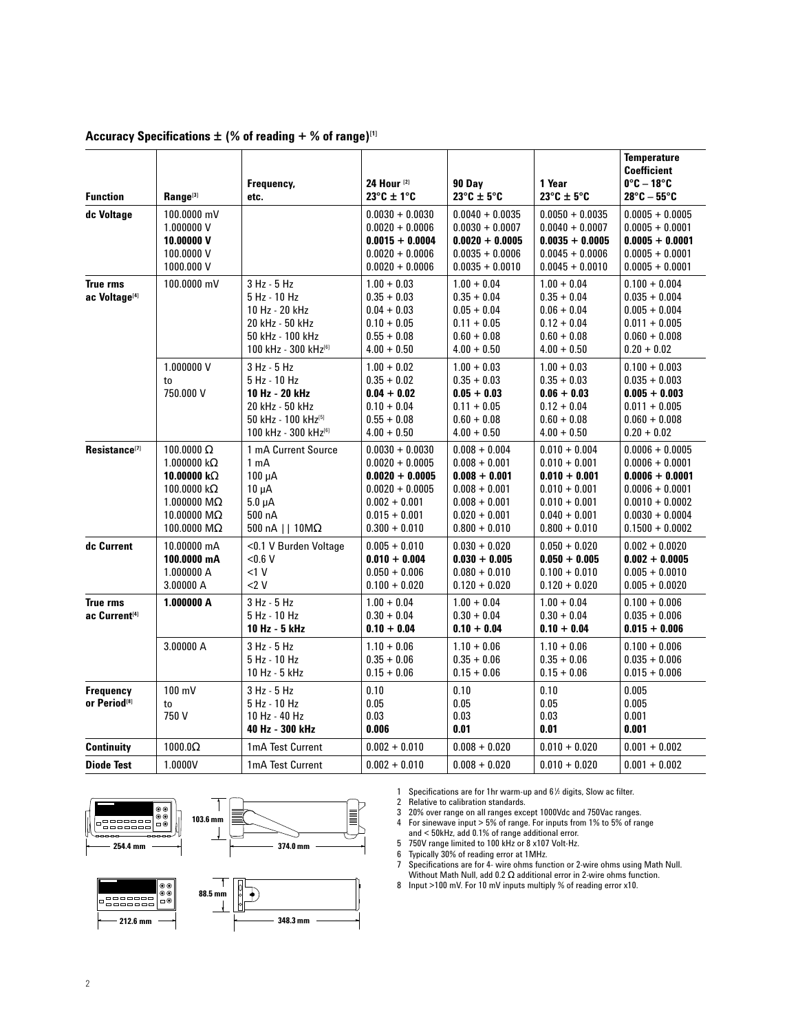## Accuracy Specifications ± (% of reading + % of range)[1]

| Function | Range[3] | Frequency, etc. | 24 Hour [2] 23°C ± 1°C | 90 Day 23°C ± 5°C | 1 Year 23°C ± 5°C | Temperature Coefficient 0°C – 18°C 28°C – 55°C |
|---|---|---|---|---|---|---|
| dc Voltage | 100.0000 mV | | 0.0030 + 0.0030 | 0.0040 + 0.0035 | 0.0050 + 0.0035 | 0.0005 + 0.0005 |
| | 1.000000 V | | 0.0020 + 0.0006 | 0.0030 + 0.0007 | 0.0040 + 0.0007 | 0.0005 + 0.0001 |
| | **10.00000 V** | | **0.0015 + 0.0004** | **0.0020 + 0.0005** | **0.0035 + 0.0005** | **0.0005 + 0.0001** |
| | 100.0000 V | | 0.0020 + 0.0006 | 0.0035 + 0.0006 | 0.0045 + 0.0006 | 0.0005 + 0.0001 |
| | 1000.000 V | | 0.0020 + 0.0006 | 0.0035 + 0.0010 | 0.0045 + 0.0010 | 0.0005 + 0.0001 |
| True rms ac Voltage[4] | 100.0000 mV | 3 Hz - 5 Hz | 1.00 + 0.03 | 1.00 + 0.04 | 1.00 + 0.04 | 0.100 + 0.004 |
| | | 5 Hz - 10 Hz | 0.35 + 0.03 | 0.35 + 0.04 | 0.35 + 0.04 | 0.035 + 0.004 |
| | | 10 Hz - 20 kHz | 0.04 + 0.03 | 0.05 + 0.04 | 0.06 + 0.04 | 0.005 + 0.004 |
| | | 20 kHz - 50 kHz | 0.10 + 0.05 | 0.11 + 0.05 | 0.12 + 0.04 | 0.011 + 0.005 |
| | | 50 kHz - 100 kHz | 0.55 + 0.08 | 0.60 + 0.08 | 0.60 + 0.08 | 0.060 + 0.008 |
| | | 100 kHz - 300 kHz[6] | 4.00 + 0.50 | 4.00 + 0.50 | 4.00 + 0.50 | 0.20 + 0.02 |
| | 1.000000 V to 750.000 V | 3 Hz - 5 Hz | 1.00 + 0.02 | 1.00 + 0.03 | 1.00 + 0.03 | 0.100 + 0.003 |
| | | 5 Hz - 10 Hz | 0.35 + 0.02 | 0.35 + 0.03 | 0.35 + 0.03 | 0.035 + 0.003 |
| | | **10 Hz - 20 kHz** | **0.04 + 0.02** | **0.05 + 0.03** | **0.06 + 0.03** | **0.005 + 0.003** |
| | | 20 kHz - 50 kHz | 0.10 + 0.04 | 0.11 + 0.05 | 0.12 + 0.04 | 0.011 + 0.005 |
| | | 50 kHz - 100 kHz[5] | 0.55 + 0.08 | 0.60 + 0.08 | 0.60 + 0.08 | 0.060 + 0.008 |
| | | 100 kHz - 300 kHz[6] | 4.00 + 0.50 | 4.00 + 0.50 | 4.00 + 0.50 | 0.20 + 0.02 |
| Resistance[7] | 100.0000 Ω | 1 mA Current Source | 0.0030 + 0.0030 | 0.008 + 0.004 | 0.010 + 0.004 | 0.0006 + 0.0005 |
| | 1.000000 kΩ | 1 mA | 0.0020 + 0.0005 | 0.008 + 0.001 | 0.010 + 0.001 | 0.0006 + 0.0001 |
| | **10.00000 kΩ** | 100 µA | **0.0020 + 0.0005** | **0.008 + 0.001** | **0.010 + 0.001** | **0.0006 + 0.0001** |
| | 100.0000 kΩ | 10 µA | 0.0020 + 0.0005 | 0.008 + 0.001 | 0.010 + 0.001 | 0.0006 + 0.0001 |
| | 1.000000 MΩ | 5.0 µA | 0.002 + 0.001 | 0.008 + 0.001 | 0.010 + 0.001 | 0.0010 + 0.0002 |
| | 10.00000 MΩ | 500 nA | 0.015 + 0.001 | 0.020 + 0.001 | 0.040 + 0.001 | 0.0030 + 0.0004 |
| | 100.0000 MΩ | 500 nA \|\| 10MΩ | 0.300 + 0.010 | 0.800 + 0.010 | 0.800 + 0.010 | 0.1500 + 0.0002 |
| dc Current | 10.00000 mA | <0.1 V Burden Voltage | 0.005 + 0.010 | 0.030 + 0.020 | 0.050 + 0.020 | 0.002 + 0.0020 |
| | **100.0000 mA** | <0.6 V | **0.010 + 0.004** | **0.030 + 0.005** | **0.050 + 0.005** | **0.002 + 0.0005** |
| | 1.000000 A | <1 V | 0.050 + 0.006 | 0.080 + 0.010 | 0.100 + 0.010 | 0.005 + 0.0010 |
| | 3.00000 A | <2 V | 0.100 + 0.020 | 0.120 + 0.020 | 0.120 + 0.020 | 0.005 + 0.0020 |
| True rms ac Current[4] | **1.000000 A** | 3 Hz - 5 Hz | 1.00 + 0.04 | 1.00 + 0.04 | 1.00 + 0.04 | 0.100 + 0.006 |
| | | 5 Hz - 10 Hz | 0.30 + 0.04 | 0.30 + 0.04 | 0.30 + 0.04 | 0.035 + 0.006 |
| | | **10 Hz - 5 kHz** | **0.10 + 0.04** | **0.10 + 0.04** | **0.10 + 0.04** | **0.015 + 0.006** |
| | 3.00000 A | 3 Hz - 5 Hz | 1.10 + 0.06 | 1.10 + 0.06 | 1.10 + 0.06 | 0.100 + 0.006 |
| | | 5 Hz - 10 Hz | 0.35 + 0.06 | 0.35 + 0.06 | 0.35 + 0.06 | 0.035 + 0.006 |
| | | 10 Hz - 5 kHz | 0.15 + 0.06 | 0.15 + 0.06 | 0.15 + 0.06 | 0.015 + 0.006 |
| Frequency or Period[8] | 100 mV to 750 V | 3 Hz - 5 Hz | 0.10 | 0.10 | 0.10 | 0.005 |
| | | 5 Hz - 10 Hz | 0.05 | 0.05 | 0.05 | 0.005 |
| | | 10 Hz - 40 Hz | 0.03 | 0.03 | 0.03 | 0.001 |
| | | **40 Hz - 300 kHz** | **0.006** | **0.01** | **0.01** | **0.001** |
| Continuity | 1000.0Ω | 1mA Test Current | 0.002 + 0.010 | 0.008 + 0.020 | 0.010 + 0.020 | 0.001 + 0.002 |
| Diode Test | 1.0000V | 1mA Test Current | 0.002 + 0.010 | 0.008 + 0.020 | 0.010 + 0.020 | 0.001 + 0.002 |

103.6 mm · 254.4 mm · 374.0 mm

88.5 mm · 212.6 mm · 348.3 mm

1. Specifications are for 1hr warm-up and 6½ digits, Slow ac filter.
2. Relative to calibration standards.
3. 20% over range on all ranges except 1000Vdc and 750Vac ranges.
4. For sinewave input > 5% of range. For inputs from 1% to 5% of range and < 50kHz, add 0.1% of range additional error.
5. 750V range limited to 100 kHz or 8 x107 Volt-Hz.
6. Typically 30% of reading error at 1MHz.
7. Specifications are for 4- wire ohms function or 2-wire ohms using Math Null. Without Math Null, add 0.2 Ω additional error in 2-wire ohms function.
8. Input >100 mV. For 10 mV inputs multiply % of reading error x10.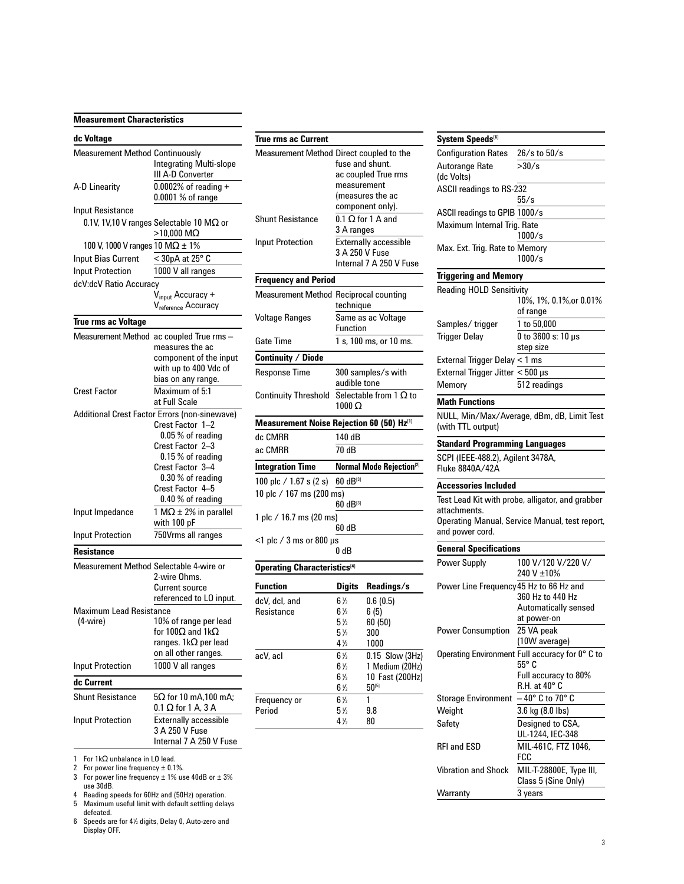## Measurement Characteristics

### dc Voltage

| | |
|---|---|
| Measurement Method | Continuously Integrating Multi-slope III A-D Converter |
| A-D Linearity | 0.0002% of reading + 0.0001 % of range |
| Input Resistance | |
| 0.1V, 1V,10 V ranges | Selectable 10 MΩ or >10,000 MΩ |
| 100 V, 1000 V ranges | 10 MΩ ± 1% |
| Input Bias Current | < 30pA at 25° C |
| Input Protection | 1000 V all ranges |
| dcV:dcV Ratio Accuracy | $V_{input}$ Accuracy + $V_{reference}$ Accuracy |

### True rms ac Voltage

| | |
|---|---|
| Measurement Method | ac coupled True rms – measures the ac component of the input with up to 400 Vdc of bias on any range. |
| Crest Factor | Maximum of 5:1 at Full Scale |
| Additional Crest Factor Errors (non-sinewave) | Crest Factor 1–2 0.05 % of reading<br>Crest Factor 2–3 0.15 % of reading<br>Crest Factor 3–4 0.30 % of reading<br>Crest Factor 4–5 0.40 % of reading |
| Input Impedance | 1 MΩ ± 2% in parallel with 100 pF |
| Input Protection | 750Vrms all ranges |

### Resistance

| | |
|---|---|
| Measurement Method | Selectable 4-wire or 2-wire Ohms. Current source referenced to LO input. |
| Maximum Lead Resistance (4-wire) | 10% of range per lead for 100Ω and 1kΩ ranges. 1kΩ per lead on all other ranges. |
| Input Protection | 1000 V all ranges |

### dc Current

| | |
|---|---|
| Shunt Resistance | 5Ω for 10 mA,100 mA; 0.1 Ω for 1 A, 3 A |
| Input Protection | Externally accessible 3 A 250 V Fuse Internal 7 A 250 V Fuse |

1 For 1kΩ unbalance in LO lead.
2 For power line frequency ± 0.1%.
3 For power line frequency ± 1% use 40dB or ± 3% use 30dB.
4 Reading speeds for 60Hz and (50Hz) operation.
5 Maximum useful limit with default settling delays defeated.
6 Speeds are for 4½ digits, Delay 0, Auto-zero and Display OFF.

### True rms ac Current

| | |
|---|---|
| Measurement Method | Direct coupled to the fuse and shunt. ac coupled True rms measurement (measures the ac component only). |
| Shunt Resistance | 0.1 Ω for 1 A and 3 A ranges |
| Input Protection | Externally accessible 3 A 250 V Fuse Internal 7 A 250 V Fuse |

### Frequency and Period

| | |
|---|---|
| Measurement Method | Reciprocal counting technique |
| Voltage Ranges | Same as ac Voltage Function |
| Gate Time | 1 s, 100 ms, or 10 ms. |

### Continuity / Diode

| | |
|---|---|
| Response Time | 300 samples/s with audible tone |
| Continuity Threshold | Selectable from 1 Ω to 1000 Ω |

### Measurement Noise Rejection 60 (50) Hz[1]

| | |
|---|---|
| dc CMRR | 140 dB |
| ac CMRR | 70 dB |

| Integration Time | Normal Mode Rejection[2] |
|---|---|
| 100 plc / 1.67 s (2 s) | 60 dB[3] |
| 10 plc / 167 ms (200 ms) | 60 dB[3] |
| 1 plc / 16.7 ms (20 ms) | 60 dB |
| <1 plc / 3 ms or 800 µs | 0 dB |

### Operating Characteristics[4]

| Function | Digits | Readings/s |
|---|---|---|
| dcV, dcI, and Resistance | 6½ | 0.6 (0.5) |
| | 6½ | 6 (5) |
| | 5½ | 60 (50) |
| | 5½ | 300 |
| | 4½ | 1000 |
| acV, acI | 6½ | 0.15 Slow (3Hz) |
| | 6½ | 1 Medium (20Hz) |
| | 6½ | 10 Fast (200Hz) |
| | 6½ | 50[5] |
| Frequency or Period | 6½ | 1 |
| | 5½ | 9.8 |
| | 4½ | 80 |

### System Speeds[6]

| | |
|---|---|
| Configuration Rates | 26/s to 50/s |
| Autorange Rate (dc Volts) | >30/s |
| ASCII readings to RS-232 | 55/s |
| ASCII readings to GPIB | 1000/s |
| Maximum Internal Trig. Rate | 1000/s |
| Max. Ext. Trig. Rate to Memory | 1000/s |

### Triggering and Memory

| | |
|---|---|
| Reading HOLD Sensitivity | 10%, 1%, 0.1%,or 0.01% of range |
| Samples/ trigger | 1 to 50,000 |
| Trigger Delay | 0 to 3600 s: 10 µs step size |
| External Trigger Delay | < 1 ms |
| External Trigger Jitter | < 500 µs |
| Memory | 512 readings |

### Math Functions

NULL, Min/Max/Average, dBm, dB, Limit Test (with TTL output)

### Standard Programming Languages

SCPI (IEEE-488.2), Agilent 3478A, Fluke 8840A/42A

### Accessories Included

Test Lead Kit with probe, alligator, and grabber attachments.
Operating Manual, Service Manual, test report, and power cord.

### General Specifications

| | |
|---|---|
| Power Supply | 100 V/120 V/220 V/ 240 V ±10% |
| Power Line Frequency | 45 Hz to 66 Hz and 360 Hz to 440 Hz Automatically sensed at power-on |
| Power Consumption | 25 VA peak (10W average) |
| Operating Environment | Full accuracy for 0° C to 55° C Full accuracy to 80% R.H. at 40° C |
| Storage Environment | – 40° C to 70° C |
| Weight | 3.6 kg (8.0 lbs) |
| Safety | Designed to CSA, UL-1244, IEC-348 |
| RFI and ESD | MIL-461C, FTZ 1046, FCC |
| Vibration and Shock | MIL-T-28800E, Type III, Class 5 (Sine Only) |
| Warranty | 3 years |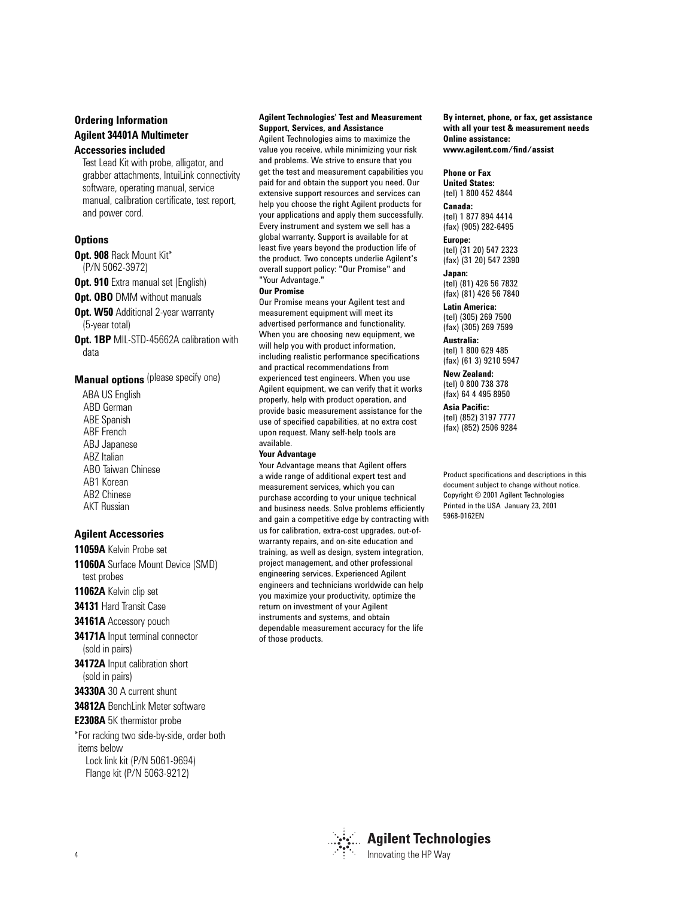## Ordering Information

### Agilent 34401A Multimeter

### Accessories included

Test Lead Kit with probe, alligator, and grabber attachments, IntuiLink connectivity software, operating manual, service manual, calibration certificate, test report, and power cord.

### Options

**Opt. 908** Rack Mount Kit* (P/N 5062-3972)

**Opt. 910** Extra manual set (English)

**Opt. 0B0** DMM without manuals

**Opt. W50** Additional 2-year warranty (5-year total)

**Opt. 1BP** MIL-STD-45662A calibration with data

### Manual options (please specify one)

ABA US English
ABD German
ABE Spanish
ABF French
ABJ Japanese
ABZ Italian
AB0 Taiwan Chinese
AB1 Korean
AB2 Chinese
AKT Russian

### Agilent Accessories

**11059A** Kelvin Probe set

**11060A** Surface Mount Device (SMD) test probes

**11062A** Kelvin clip set

**34131** Hard Transit Case

**34161A** Accessory pouch

**34171A** Input terminal connector (sold in pairs)

**34172A** Input calibration short (sold in pairs)

**34330A** 30 A current shunt

**34812A** BenchLink Meter software

**E2308A** 5K thermistor probe

*For racking two side-by-side, order both items below
Lock link kit (P/N 5061-9694)
Flange kit (P/N 5063-9212)

**Agilent Technologies' Test and Measurement Support, Services, and Assistance**

Agilent Technologies aims to maximize the value you receive, while minimizing your risk and problems. We strive to ensure that you get the test and measurement capabilities you paid for and obtain the support you need. Our extensive support resources and services can help you choose the right Agilent products for your applications and apply them successfully. Every instrument and system we sell has a global warranty. Support is available for at least five years beyond the production life of the product. Two concepts underlie Agilent's overall support policy: "Our Promise" and "Your Advantage."

**Our Promise**

Our Promise means your Agilent test and measurement equipment will meet its advertised performance and functionality. When you are choosing new equipment, we will help you with product information, including realistic performance specifications and practical recommendations from experienced test engineers. When you use Agilent equipment, we can verify that it works properly, help with product operation, and provide basic measurement assistance for the use of specified capabilities, at no extra cost upon request. Many self-help tools are available.

**Your Advantage**

Your Advantage means that Agilent offers a wide range of additional expert test and measurement services, which you can purchase according to your unique technical and business needs. Solve problems efficiently and gain a competitive edge by contracting with us for calibration, extra-cost upgrades, out-of-warranty repairs, and on-site education and training, as well as design, system integration, project management, and other professional engineering services. Experienced Agilent engineers and technicians worldwide can help you maximize your productivity, optimize the return on investment of your Agilent instruments and systems, and obtain dependable measurement accuracy for the life of those products.

**By internet, phone, or fax, get assistance with all your test & measurement needs**
**Online assistance:**
**www.agilent.com/find/assist**

**Phone or Fax**

**United States:**
(tel) 1 800 452 4844

**Canada:**
(tel) 1 877 894 4414
(fax) (905) 282-6495

**Europe:**
(tel) (31 20) 547 2323
(fax) (31 20) 547 2390

**Japan:**
(tel) (81) 426 56 7832
(fax) (81) 426 56 7840

**Latin America:**
(tel) (305) 269 7500
(fax) (305) 269 7599

**Australia:**
(tel) 1 800 629 485
(fax) (61 3) 9210 5947

**New Zealand:**
(tel) 0 800 738 378
(fax) 64 4 495 8950

**Asia Pacific:**
(tel) (852) 3197 7777
(fax) (852) 2506 9284

Product specifications and descriptions in this document subject to change without notice.
Copyright © 2001 Agilent Technologies
Printed in the USA January 23, 2001
5968-0162EN

**Agilent Technologies**
Innovating the HP Way